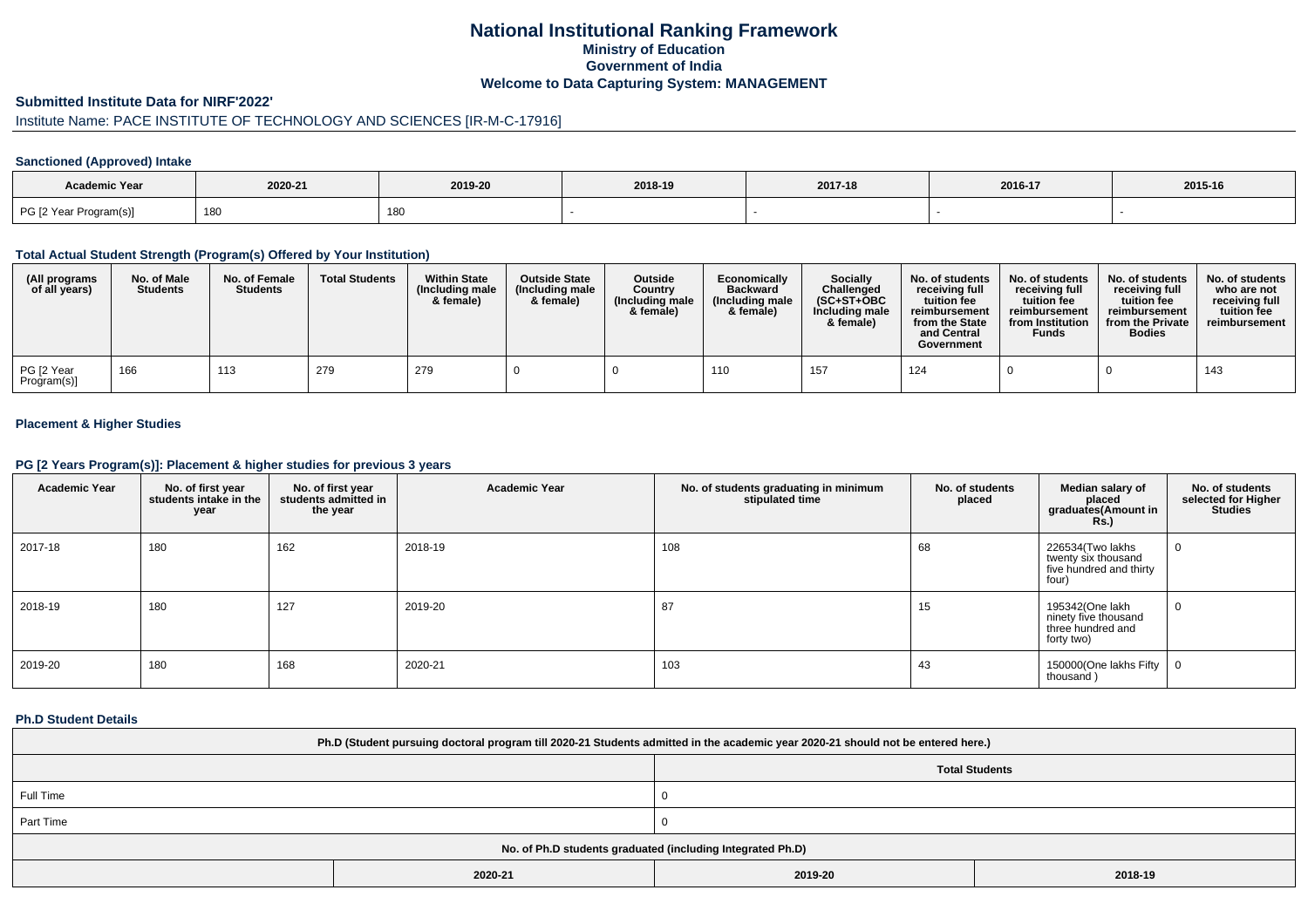# National Institutional Ranking Framework
## Ministry of Education
## Government of India
## Welcome to Data Capturing System: MANAGEMENT

### Submitted Institute Data for NIRF'2022'

Institute Name: PACE INSTITUTE OF TECHNOLOGY AND SCIENCES [IR-M-C-17916]

### Sanctioned (Approved) Intake

| Academic Year | 2020-21 | 2019-20 | 2018-19 | 2017-18 | 2016-17 | 2015-16 |
|---|---|---|---|---|---|---|
| PG [2 Year Program(s)] | 180 | 180 | - | - | - | - |

### Total Actual Student Strength (Program(s) Offered by Your Institution)

| (All programs of all years) | No. of Male Students | No. of Female Students | Total Students | Within State (Including male & female) | Outside State (Including male & female) | Outside Country (Including male & female) | Economically Backward (Including male & female) | Socially Challenged (SC+ST+OBC Including male & female) | No. of students receiving full tuition fee reimbursement from the State and Central Government | No. of students receiving full tuition fee reimbursement from Institution Funds | No. of students receiving full tuition fee reimbursement from the Private Bodies | No. of students who are not receiving full tuition fee reimbursement |
|---|---|---|---|---|---|---|---|---|---|---|---|---|
| PG [2 Year Program(s)] | 166 | 113 | 279 | 279 | 0 | 0 | 110 | 157 | 124 | 0 | 0 | 143 |

### Placement & Higher Studies

### PG [2 Years Program(s)]: Placement & higher studies for previous 3 years

| Academic Year | No. of first year students intake in the year | No. of first year students admitted in the year | Academic Year | No. of students graduating in minimum stipulated time | No. of students placed | Median salary of placed graduates(Amount in Rs.) | No. of students selected for Higher Studies |
|---|---|---|---|---|---|---|---|
| 2017-18 | 180 | 162 | 2018-19 | 108 | 68 | 226534(Two lakhs twenty six thousand five hundred and thirty four) | 0 |
| 2018-19 | 180 | 127 | 2019-20 | 87 | 15 | 195342(One lakh ninety five thousand three hundred and forty two) | 0 |
| 2019-20 | 180 | 168 | 2020-21 | 103 | 43 | 150000(One lakhs Fifty thousand ) | 0 |

### Ph.D Student Details

| Ph.D (Student pursuing doctoral program till 2020-21 Students admitted in the academic year 2020-21 should not be entered here.) | | |
|---|---|---|
| | Total Students | |
| Full Time | 0 | |
| Part Time | 0 | |
| No. of Ph.D students graduated (including Integrated Ph.D) | | |
| 2020-21 | 2019-20 | 2018-19 |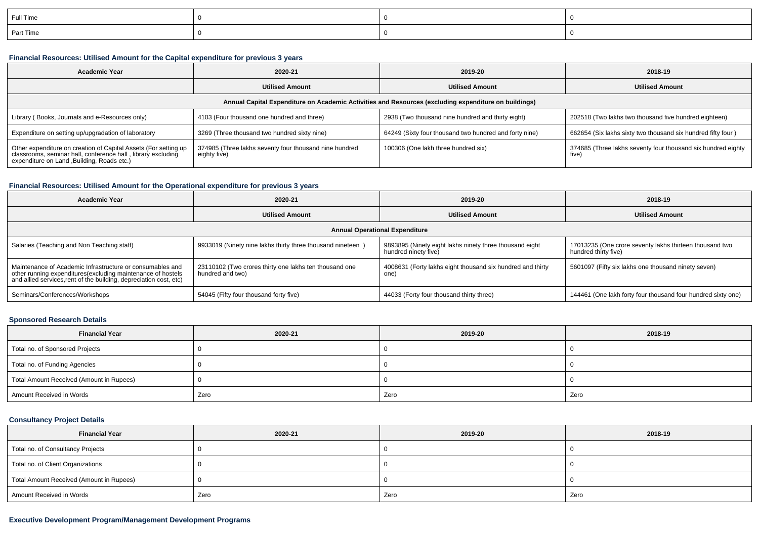| Full Time | 0 | 0 | 0 |
| --- | --- | --- | --- |
| Part Time | 0 | 0 | 0 |

### Financial Resources: Utilised Amount for the Capital expenditure for previous 3 years

| Academic Year | 2020-21 | 2019-20 | 2018-19 |
| --- | --- | --- | --- |
| | Utilised Amount | Utilised Amount | Utilised Amount |
| Annual Capital Expenditure on Academic Activities and Resources (excluding expenditure on buildings) | | | |
| Library ( Books, Journals and e-Resources only) | 4103 (Four thousand one hundred and three) | 2938 (Two thousand nine hundred and thirty eight) | 202518 (Two lakhs two thousand five hundred eighteen) |
| Expenditure on setting up/upgradation of laboratory | 3269 (Three thousand two hundred sixty nine) | 64249 (Sixty four thousand two hundred and forty nine) | 662654 (Six lakhs sixty two thousand six hundred fifty four ) |
| Other expenditure on creation of Capital Assets (For setting up classrooms, seminar hall, conference hall , library excluding expenditure on Land ,Building, Roads etc.) | 374985 (Three lakhs seventy four thousand nine hundred eighty five) | 100306 (One lakh three hundred six) | 374685 (Three lakhs seventy four thousand six hundred eighty five) |

### Financial Resources: Utilised Amount for the Operational expenditure for previous 3 years

| Academic Year | 2020-21 | 2019-20 | 2018-19 |
| --- | --- | --- | --- |
| | Utilised Amount | Utilised Amount | Utilised Amount |
| Annual Operational Expenditure | | | |
| Salaries (Teaching and Non Teaching staff) | 9933019 (Ninety nine lakhs thirty three thousand nineteen ) | 9893895 (Ninety eight lakhs ninety three thousand eight hundred ninety five) | 17013235 (One crore seventy lakhs thirteen thousand two hundred thirty five) |
| Maintenance of Academic Infrastructure or consumables and other running expenditures(excluding maintenance of hostels and allied services,rent of the building, depreciation cost, etc) | 23110102 (Two crores thirty one lakhs ten thousand one hundred and two) | 4008631 (Forty lakhs eight thousand six hundred and thirty one) | 5601097 (Fifty six lakhs one thousand ninety seven) |
| Seminars/Conferences/Workshops | 54045 (Fifty four thousand forty five) | 44033 (Forty four thousand thirty three) | 144461 (One lakh forty four thousand four hundred sixty one) |

### Sponsored Research Details

| Financial Year | 2020-21 | 2019-20 | 2018-19 |
| --- | --- | --- | --- |
| Total no. of Sponsored Projects | 0 | 0 | 0 |
| Total no. of Funding Agencies | 0 | 0 | 0 |
| Total Amount Received (Amount in Rupees) | 0 | 0 | 0 |
| Amount Received in Words | Zero | Zero | Zero |

### Consultancy Project Details

| Financial Year | 2020-21 | 2019-20 | 2018-19 |
| --- | --- | --- | --- |
| Total no. of Consultancy Projects | 0 | 0 | 0 |
| Total no. of Client Organizations | 0 | 0 | 0 |
| Total Amount Received (Amount in Rupees) | 0 | 0 | 0 |
| Amount Received in Words | Zero | Zero | Zero |

### Executive Development Program/Management Development Programs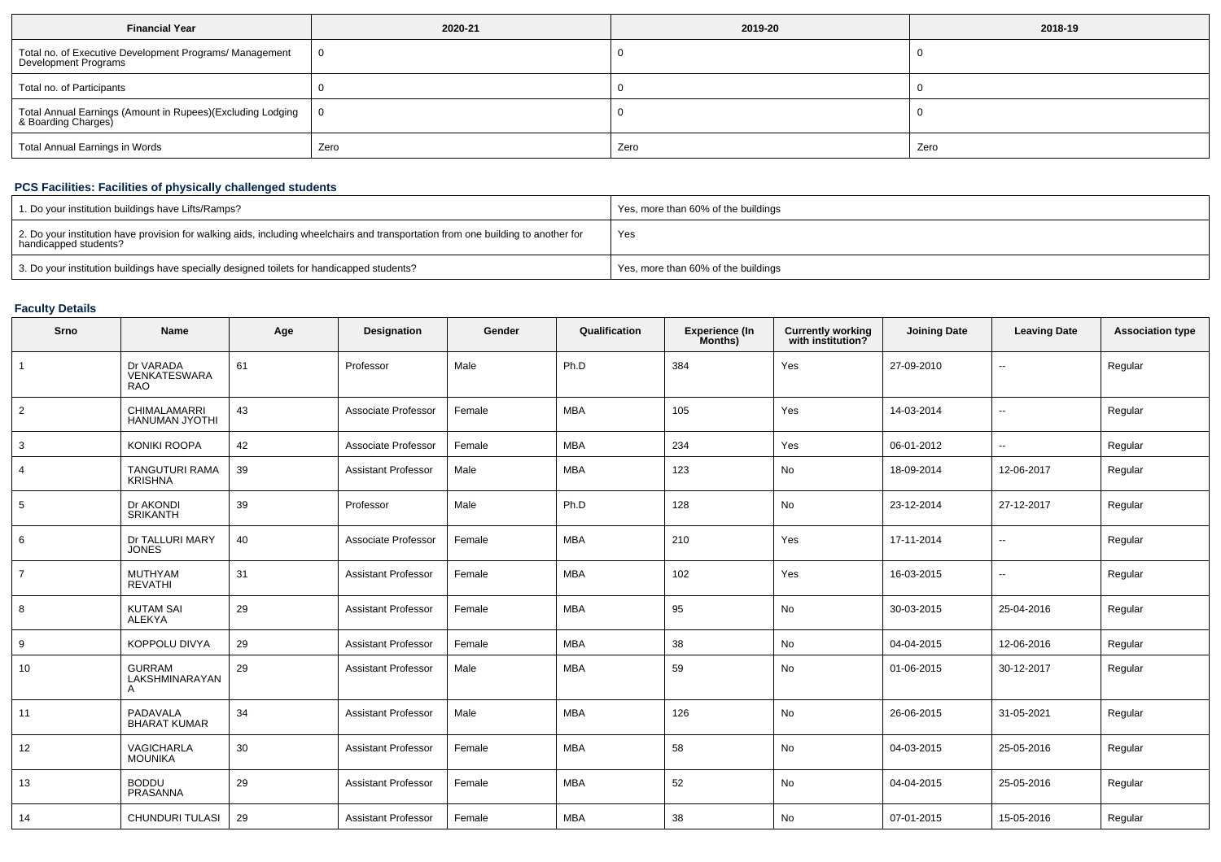| Financial Year | 2020-21 | 2019-20 | 2018-19 |
| --- | --- | --- | --- |
| Total no. of Executive Development Programs/ Management Development Programs | 0 | 0 | 0 |
| Total no. of Participants | 0 | 0 | 0 |
| Total Annual Earnings (Amount in Rupees)(Excluding Lodging & Boarding Charges) | 0 | 0 | 0 |
| Total Annual Earnings in Words | Zero | Zero | Zero |

### PCS Facilities: Facilities of physically challenged students

| | |
| --- | --- |
| 1. Do your institution buildings have Lifts/Ramps? | Yes, more than 60% of the buildings |
| 2. Do your institution have provision for walking aids, including wheelchairs and transportation from one building to another for handicapped students? | Yes |
| 3. Do your institution buildings have specially designed toilets for handicapped students? | Yes, more than 60% of the buildings |

### Faculty Details

| Srno | Name | Age | Designation | Gender | Qualification | Experience (In Months) | Currently working with institution? | Joining Date | Leaving Date | Association type |
| --- | --- | --- | --- | --- | --- | --- | --- | --- | --- | --- |
| 1 | Dr VARADA VENKATESWARA RAO | 61 | Professor | Male | Ph.D | 384 | Yes | 27-09-2010 | -- | Regular |
| 2 | CHIMALAMARRI HANUMAN JYOTHI | 43 | Associate Professor | Female | MBA | 105 | Yes | 14-03-2014 | -- | Regular |
| 3 | KONIKI ROOPA | 42 | Associate Professor | Female | MBA | 234 | Yes | 06-01-2012 | -- | Regular |
| 4 | TANGUTURI RAMA KRISHNA | 39 | Assistant Professor | Male | MBA | 123 | No | 18-09-2014 | 12-06-2017 | Regular |
| 5 | Dr AKONDI SRIKANTH | 39 | Professor | Male | Ph.D | 128 | No | 23-12-2014 | 27-12-2017 | Regular |
| 6 | Dr TALLURI MARY JONES | 40 | Associate Professor | Female | MBA | 210 | Yes | 17-11-2014 | -- | Regular |
| 7 | MUTHYAM REVATHI | 31 | Assistant Professor | Female | MBA | 102 | Yes | 16-03-2015 | -- | Regular |
| 8 | KUTAM SAI ALEKYA | 29 | Assistant Professor | Female | MBA | 95 | No | 30-03-2015 | 25-04-2016 | Regular |
| 9 | KOPPOLU DIVYA | 29 | Assistant Professor | Female | MBA | 38 | No | 04-04-2015 | 12-06-2016 | Regular |
| 10 | GURRAM LAKSHMINARAYANA | 29 | Assistant Professor | Male | MBA | 59 | No | 01-06-2015 | 30-12-2017 | Regular |
| 11 | PADAVALA BHARAT KUMAR | 34 | Assistant Professor | Male | MBA | 126 | No | 26-06-2015 | 31-05-2021 | Regular |
| 12 | VAGICHARLA MOUNIKA | 30 | Assistant Professor | Female | MBA | 58 | No | 04-03-2015 | 25-05-2016 | Regular |
| 13 | BODDU PRASANNA | 29 | Assistant Professor | Female | MBA | 52 | No | 04-04-2015 | 25-05-2016 | Regular |
| 14 | CHUNDURI TULASI | 29 | Assistant Professor | Female | MBA | 38 | No | 07-01-2015 | 15-05-2016 | Regular |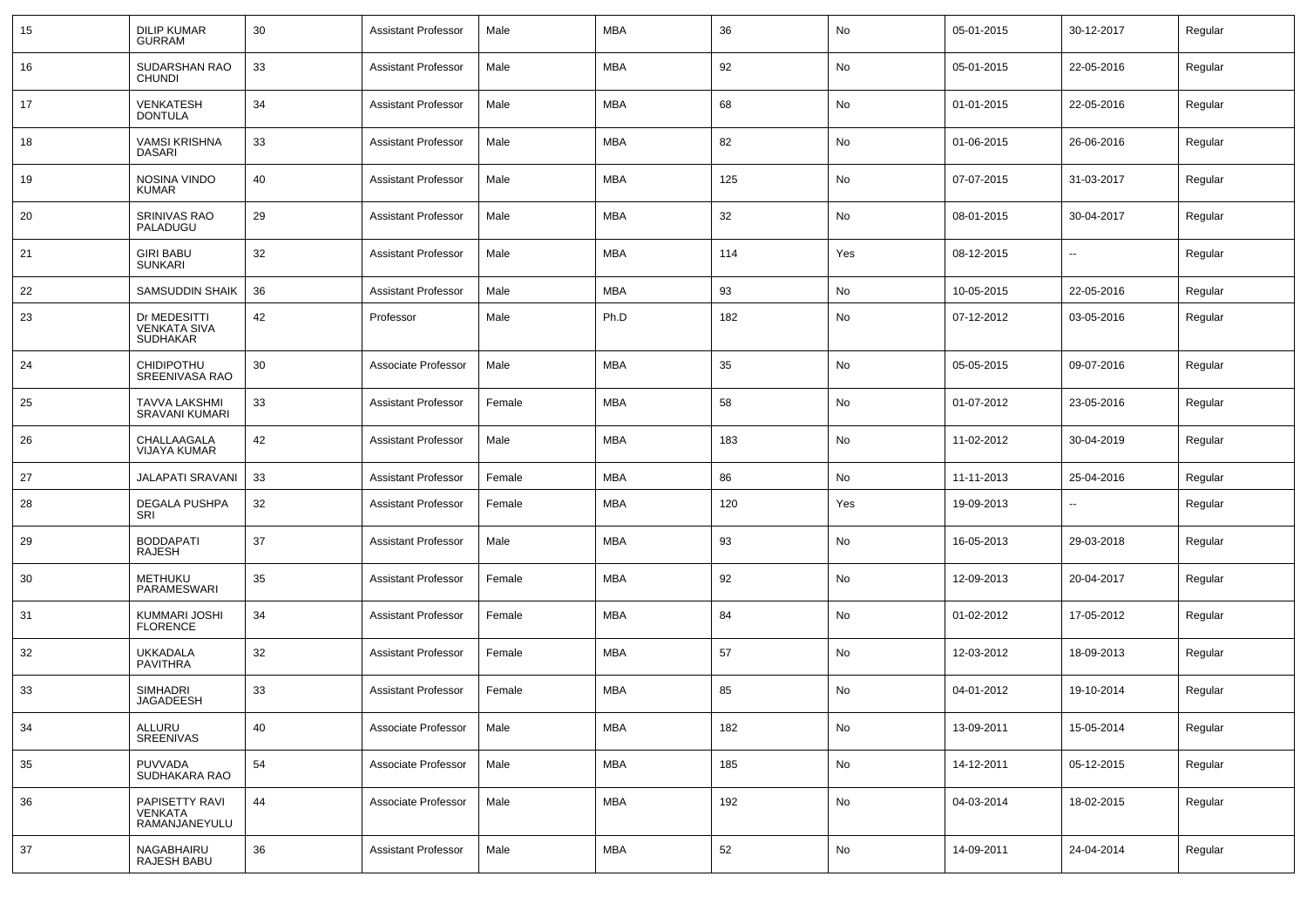| 15 | DILIP KUMAR GURRAM | 30 | Assistant Professor | Male | MBA | 36 | No | 05-01-2015 | 30-12-2017 | Regular |
|---|---|---|---|---|---|---|---|---|---|---|
| 16 | SUDARSHAN RAO CHUNDI | 33 | Assistant Professor | Male | MBA | 92 | No | 05-01-2015 | 22-05-2016 | Regular |
| 17 | VENKATESH DONTULA | 34 | Assistant Professor | Male | MBA | 68 | No | 01-01-2015 | 22-05-2016 | Regular |
| 18 | VAMSI KRISHNA DASARI | 33 | Assistant Professor | Male | MBA | 82 | No | 01-06-2015 | 26-06-2016 | Regular |
| 19 | NOSINA VINDO KUMAR | 40 | Assistant Professor | Male | MBA | 125 | No | 07-07-2015 | 31-03-2017 | Regular |
| 20 | SRINIVAS RAO PALADUGU | 29 | Assistant Professor | Male | MBA | 32 | No | 08-01-2015 | 30-04-2017 | Regular |
| 21 | GIRI BABU SUNKARI | 32 | Assistant Professor | Male | MBA | 114 | Yes | 08-12-2015 | -- | Regular |
| 22 | SAMSUDDIN SHAIK | 36 | Assistant Professor | Male | MBA | 93 | No | 10-05-2015 | 22-05-2016 | Regular |
| 23 | Dr MEDESITTI VENKATA SIVA SUDHAKAR | 42 | Professor | Male | Ph.D | 182 | No | 07-12-2012 | 03-05-2016 | Regular |
| 24 | CHIDIPOTHU SREENIVASA RAO | 30 | Associate Professor | Male | MBA | 35 | No | 05-05-2015 | 09-07-2016 | Regular |
| 25 | TAVVA LAKSHMI SRAVANI KUMARI | 33 | Assistant Professor | Female | MBA | 58 | No | 01-07-2012 | 23-05-2016 | Regular |
| 26 | CHALLAAGALA VIJAYA KUMAR | 42 | Assistant Professor | Male | MBA | 183 | No | 11-02-2012 | 30-04-2019 | Regular |
| 27 | JALAPATI SRAVANI | 33 | Assistant Professor | Female | MBA | 86 | No | 11-11-2013 | 25-04-2016 | Regular |
| 28 | DEGALA PUSHPA SRI | 32 | Assistant Professor | Female | MBA | 120 | Yes | 19-09-2013 | -- | Regular |
| 29 | BODDAPATI RAJESH | 37 | Assistant Professor | Male | MBA | 93 | No | 16-05-2013 | 29-03-2018 | Regular |
| 30 | METHUKU PARAMESWARI | 35 | Assistant Professor | Female | MBA | 92 | No | 12-09-2013 | 20-04-2017 | Regular |
| 31 | KUMMARI JOSHI FLORENCE | 34 | Assistant Professor | Female | MBA | 84 | No | 01-02-2012 | 17-05-2012 | Regular |
| 32 | UKKADALA PAVITHRA | 32 | Assistant Professor | Female | MBA | 57 | No | 12-03-2012 | 18-09-2013 | Regular |
| 33 | SIMHADRI JAGADEESH | 33 | Assistant Professor | Female | MBA | 85 | No | 04-01-2012 | 19-10-2014 | Regular |
| 34 | ALLURU SREENIVAS | 40 | Associate Professor | Male | MBA | 182 | No | 13-09-2011 | 15-05-2014 | Regular |
| 35 | PUVVADA SUDHAKARA RAO | 54 | Associate Professor | Male | MBA | 185 | No | 14-12-2011 | 05-12-2015 | Regular |
| 36 | PAPISETTY RAVI VENKATA RAMANJANEYULU | 44 | Associate Professor | Male | MBA | 192 | No | 04-03-2014 | 18-02-2015 | Regular |
| 37 | NAGABHAIRU RAJESH BABU | 36 | Assistant Professor | Male | MBA | 52 | No | 14-09-2011 | 24-04-2014 | Regular |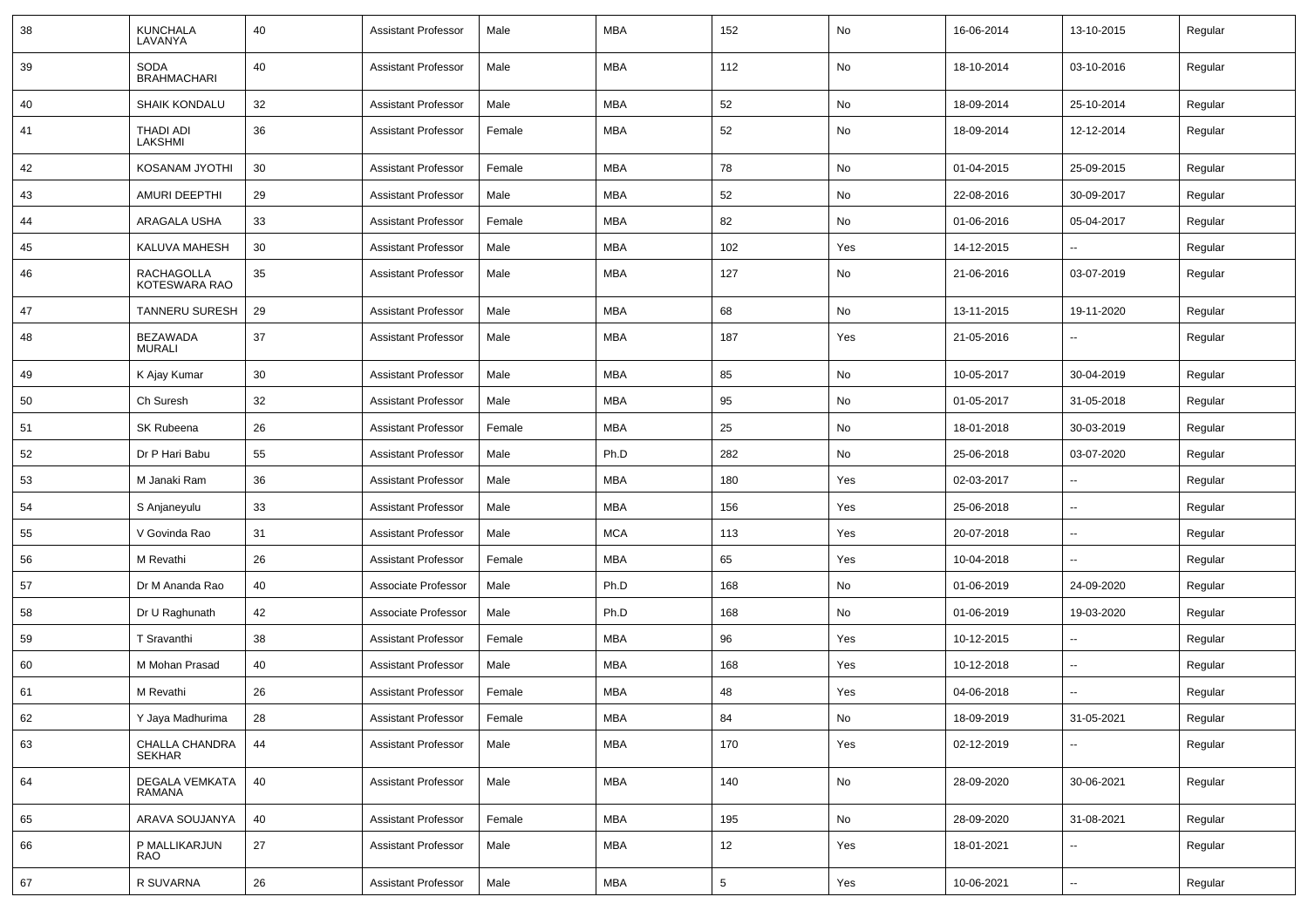| | | | | | | | | | | |
|---|---|---|---|---|---|---|---|---|---|---|
| 38 | KUNCHALA LAVANYA | 40 | Assistant Professor | Male | MBA | 152 | No | 16-06-2014 | 13-10-2015 | Regular |
| 39 | SODA BRAHMACHARI | 40 | Assistant Professor | Male | MBA | 112 | No | 18-10-2014 | 03-10-2016 | Regular |
| 40 | SHAIK KONDALU | 32 | Assistant Professor | Male | MBA | 52 | No | 18-09-2014 | 25-10-2014 | Regular |
| 41 | THADI ADI LAKSHMI | 36 | Assistant Professor | Female | MBA | 52 | No | 18-09-2014 | 12-12-2014 | Regular |
| 42 | KOSANAM JYOTHI | 30 | Assistant Professor | Female | MBA | 78 | No | 01-04-2015 | 25-09-2015 | Regular |
| 43 | AMURI DEEPTHI | 29 | Assistant Professor | Male | MBA | 52 | No | 22-08-2016 | 30-09-2017 | Regular |
| 44 | ARAGALA USHA | 33 | Assistant Professor | Female | MBA | 82 | No | 01-06-2016 | 05-04-2017 | Regular |
| 45 | KALUVA MAHESH | 30 | Assistant Professor | Male | MBA | 102 | Yes | 14-12-2015 | -- | Regular |
| 46 | RACHAGOLLA KOTESWARA RAO | 35 | Assistant Professor | Male | MBA | 127 | No | 21-06-2016 | 03-07-2019 | Regular |
| 47 | TANNERU SURESH | 29 | Assistant Professor | Male | MBA | 68 | No | 13-11-2015 | 19-11-2020 | Regular |
| 48 | BEZAWADA MURALI | 37 | Assistant Professor | Male | MBA | 187 | Yes | 21-05-2016 | -- | Regular |
| 49 | K Ajay Kumar | 30 | Assistant Professor | Male | MBA | 85 | No | 10-05-2017 | 30-04-2019 | Regular |
| 50 | Ch Suresh | 32 | Assistant Professor | Male | MBA | 95 | No | 01-05-2017 | 31-05-2018 | Regular |
| 51 | SK Rubeena | 26 | Assistant Professor | Female | MBA | 25 | No | 18-01-2018 | 30-03-2019 | Regular |
| 52 | Dr P Hari Babu | 55 | Assistant Professor | Male | Ph.D | 282 | No | 25-06-2018 | 03-07-2020 | Regular |
| 53 | M Janaki Ram | 36 | Assistant Professor | Male | MBA | 180 | Yes | 02-03-2017 | -- | Regular |
| 54 | S Anjaneyulu | 33 | Assistant Professor | Male | MBA | 156 | Yes | 25-06-2018 | -- | Regular |
| 55 | V Govinda Rao | 31 | Assistant Professor | Male | MCA | 113 | Yes | 20-07-2018 | -- | Regular |
| 56 | M Revathi | 26 | Assistant Professor | Female | MBA | 65 | Yes | 10-04-2018 | -- | Regular |
| 57 | Dr M Ananda Rao | 40 | Associate Professor | Male | Ph.D | 168 | No | 01-06-2019 | 24-09-2020 | Regular |
| 58 | Dr U Raghunath | 42 | Associate Professor | Male | Ph.D | 168 | No | 01-06-2019 | 19-03-2020 | Regular |
| 59 | T Sravanthi | 38 | Assistant Professor | Female | MBA | 96 | Yes | 10-12-2015 | -- | Regular |
| 60 | M Mohan Prasad | 40 | Assistant Professor | Male | MBA | 168 | Yes | 10-12-2018 | -- | Regular |
| 61 | M Revathi | 26 | Assistant Professor | Female | MBA | 48 | Yes | 04-06-2018 | -- | Regular |
| 62 | Y Jaya Madhurima | 28 | Assistant Professor | Female | MBA | 84 | No | 18-09-2019 | 31-05-2021 | Regular |
| 63 | CHALLA CHANDRA SEKHAR | 44 | Assistant Professor | Male | MBA | 170 | Yes | 02-12-2019 | -- | Regular |
| 64 | DEGALA VEMKATA RAMANA | 40 | Assistant Professor | Male | MBA | 140 | No | 28-09-2020 | 30-06-2021 | Regular |
| 65 | ARAVA SOUJANYA | 40 | Assistant Professor | Female | MBA | 195 | No | 28-09-2020 | 31-08-2021 | Regular |
| 66 | P MALLIKARJUN RAO | 27 | Assistant Professor | Male | MBA | 12 | Yes | 18-01-2021 | -- | Regular |
| 67 | R SUVARNA | 26 | Assistant Professor | Male | MBA | 5 | Yes | 10-06-2021 | -- | Regular |